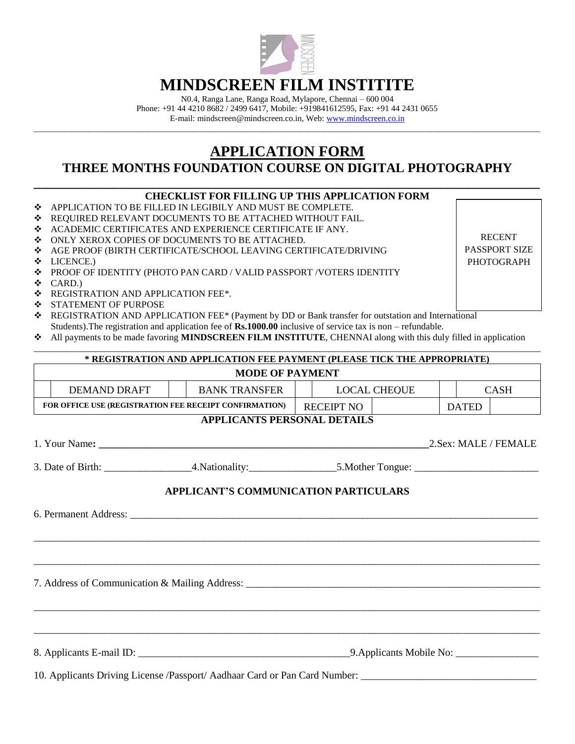# MINDSCREEN FILM INSTITITE

N0.4, Ranga Lane, Ranga Road, Mylapore, Chennai – 600 004
Phone: +91 44 4210 8682 / 2499 6417, Mobile: +919841612595, Fax: +91 44 2431 0655
E-mail: mindscreen@mindscreen.co.in, Web: www.mindscreen.co.in

## APPLICATION FORM

### THREE MONTHS FOUNDATION COURSE ON DIGITAL PHOTOGRAPHY

**CHECKLIST FOR FILLING UP THIS APPLICATION FORM**

RECENT PASSPORT SIZE PHOTOGRAPH

- APPLICATION TO BE FILLED IN LEGIBILY AND MUST BE COMPLETE.
- REQUIRED RELEVANT DOCUMENTS TO BE ATTACHED WITHOUT FAIL.
- ACADEMIC CERTIFICATES AND EXPERIENCE CERTIFICATE IF ANY.
- ONLY XEROX COPIES OF DOCUMENTS TO BE ATTACHED.
- AGE PROOF (BIRTH CERTIFICATE/SCHOOL LEAVING CERTIFICATE/DRIVING
- LICENCE.)
- PROOF OF IDENTITY (PHOTO PAN CARD / VALID PASSPORT /VOTERS IDENTITY
- CARD.)
- REGISTRATION AND APPLICATION FEE*.
- STATEMENT OF PURPOSE
- REGISTRATION AND APPLICATION FEE* (Payment by DD or Bank transfer for outstation and International Students).The registration and application fee of **Rs.1000.00** inclusive of service tax is non – refundable.
- All payments to be made favoring **MINDSCREEN FILM INSTITUTE**, CHENNAI along with this duly filled in application

**\* REGISTRATION AND APPLICATION FEE PAYMENT (PLEASE TICK THE APPROPRIATE)**

| MODE OF PAYMENT | | | | | | | |
|---|---|---|---|---|---|---|---|
| | DEMAND DRAFT | | BANK TRANSFER | | LOCAL CHEQUE | | CASH |
| **FOR OFFICE USE (REGISTRATION FEE RECEIPT CONFIRMATION)** | | | RECEIPT NO | | | DATED | |

**APPLICANTS PERSONAL DETAILS**

1. Your Name**:** ________________________________ 2.Sex: MALE / FEMALE

3. Date of Birth: ________________ 4.Nationality:________________ 5.Mother Tongue: ________________________

**APPLICANT'S COMMUNICATION PARTICULARS**

6. Permanent Address: ____________________________________________________________

____________________________________________________________

____________________________________________________________

7. Address of Communication & Mailing Address: ____________________________________________

____________________________________________________________

____________________________________________________________

8. Applicants E-mail ID: ________________________________________ 9.Applicants Mobile No: ________________

10. Applicants Driving License /Passport/ Aadhaar Card or Pan Card Number: _________________________________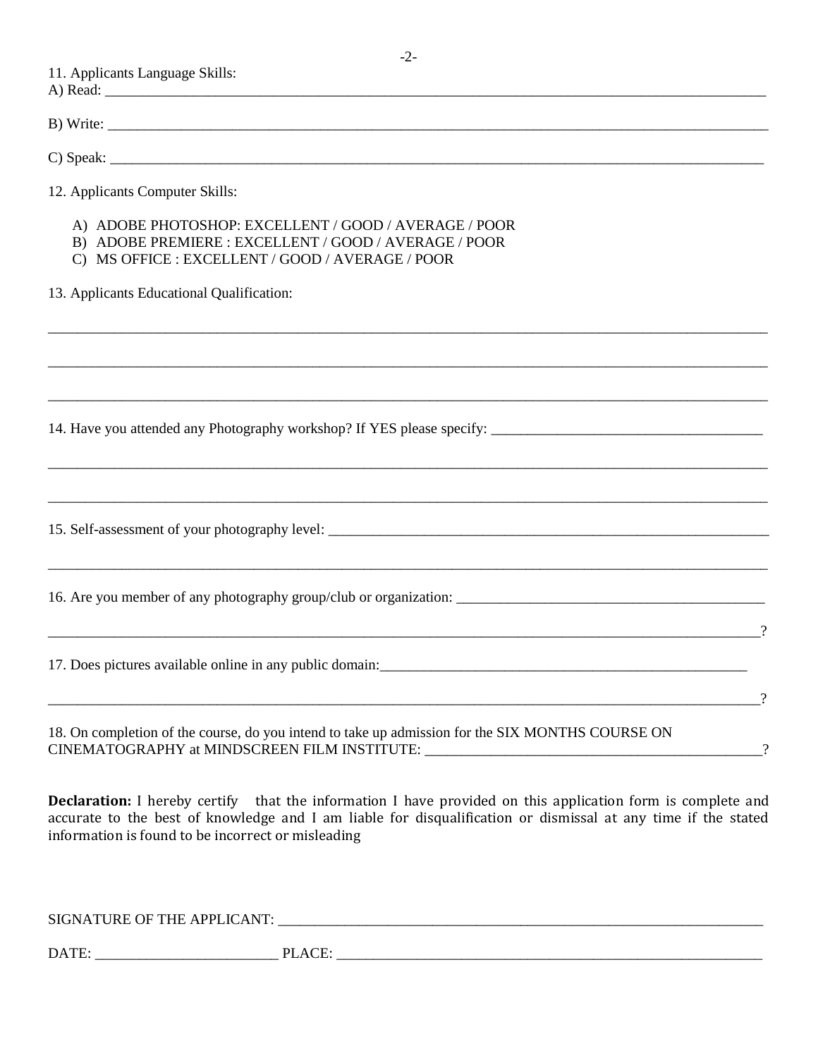11. Applicants Language Skills:

A) Read: ______________________________________________________________________________

B) Write: ______________________________________________________________________________

C) Speak: ______________________________________________________________________________

12. Applicants Computer Skills:

A) ADOBE PHOTOSHOP: EXCELLENT / GOOD / AVERAGE / POOR
B) ADOBE PREMIERE : EXCELLENT / GOOD / AVERAGE / POOR
C) MS OFFICE : EXCELLENT / GOOD / AVERAGE / POOR

13. Applicants Educational Qualification:

______________________________________________________________________________________

______________________________________________________________________________________

______________________________________________________________________________________

14. Have you attended any Photography workshop? If YES please specify: ______________________________

______________________________________________________________________________________

______________________________________________________________________________________

15. Self-assessment of your photography level: _______________________________________________

______________________________________________________________________________________

16. Are you member of any photography group/club or organization: _________________________________

_____________________________________________________________________________________?

17. Does pictures available online in any public domain:___________________________________________

_____________________________________________________________________________________?

18. On completion of the course, do you intend to take up admission for the SIX MONTHS COURSE ON CINEMATOGRAPHY at MINDSCREEN FILM INSTITUTE: ______________________________________?

**Declaration:** I hereby certify that the information I have provided on this application form is complete and accurate to the best of knowledge and I am liable for disqualification or dismissal at any time if the stated information is found to be incorrect or misleading

SIGNATURE OF THE APPLICANT: ___________________________________________________________

DATE: _________________________ PLACE: ____________________________________________________